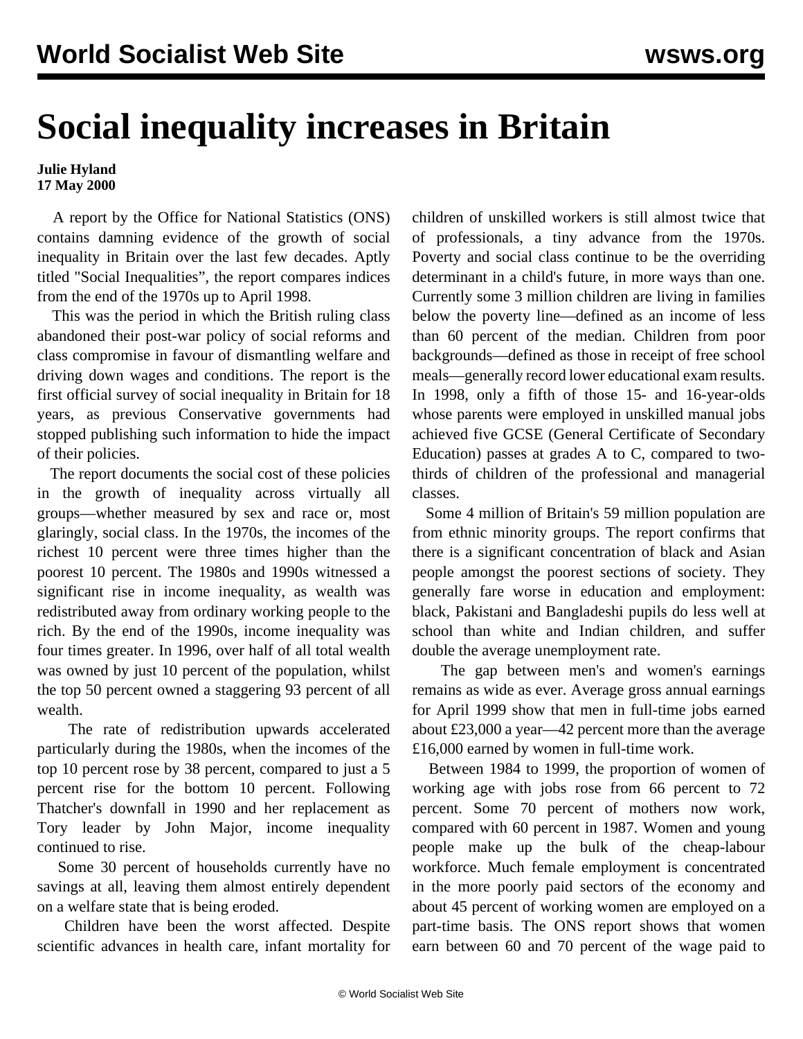# Social inequality increases in Britain

**Julie Hyland**
**17 May 2000**

A report by the Office for National Statistics (ONS) contains damning evidence of the growth of social inequality in Britain over the last few decades. Aptly titled "Social Inequalities", the report compares indices from the end of the 1970s up to April 1998.

This was the period in which the British ruling class abandoned their post-war policy of social reforms and class compromise in favour of dismantling welfare and driving down wages and conditions. The report is the first official survey of social inequality in Britain for 18 years, as previous Conservative governments had stopped publishing such information to hide the impact of their policies.

The report documents the social cost of these policies in the growth of inequality across virtually all groups—whether measured by sex and race or, most glaringly, social class. In the 1970s, the incomes of the richest 10 percent were three times higher than the poorest 10 percent. The 1980s and 1990s witnessed a significant rise in income inequality, as wealth was redistributed away from ordinary working people to the rich. By the end of the 1990s, income inequality was four times greater. In 1996, over half of all total wealth was owned by just 10 percent of the population, whilst the top 50 percent owned a staggering 93 percent of all wealth.

The rate of redistribution upwards accelerated particularly during the 1980s, when the incomes of the top 10 percent rose by 38 percent, compared to just a 5 percent rise for the bottom 10 percent. Following Thatcher's downfall in 1990 and her replacement as Tory leader by John Major, income inequality continued to rise.

Some 30 percent of households currently have no savings at all, leaving them almost entirely dependent on a welfare state that is being eroded.

Children have been the worst affected. Despite scientific advances in health care, infant mortality for children of unskilled workers is still almost twice that of professionals, a tiny advance from the 1970s. Poverty and social class continue to be the overriding determinant in a child's future, in more ways than one. Currently some 3 million children are living in families below the poverty line—defined as an income of less than 60 percent of the median. Children from poor backgrounds—defined as those in receipt of free school meals—generally record lower educational exam results. In 1998, only a fifth of those 15- and 16-year-olds whose parents were employed in unskilled manual jobs achieved five GCSE (General Certificate of Secondary Education) passes at grades A to C, compared to two-thirds of children of the professional and managerial classes.

Some 4 million of Britain's 59 million population are from ethnic minority groups. The report confirms that there is a significant concentration of black and Asian people amongst the poorest sections of society. They generally fare worse in education and employment: black, Pakistani and Bangladeshi pupils do less well at school than white and Indian children, and suffer double the average unemployment rate.

The gap between men's and women's earnings remains as wide as ever. Average gross annual earnings for April 1999 show that men in full-time jobs earned about £23,000 a year—42 percent more than the average £16,000 earned by women in full-time work.

Between 1984 to 1999, the proportion of women of working age with jobs rose from 66 percent to 72 percent. Some 70 percent of mothers now work, compared with 60 percent in 1987. Women and young people make up the bulk of the cheap-labour workforce. Much female employment is concentrated in the more poorly paid sectors of the economy and about 45 percent of working women are employed on a part-time basis. The ONS report shows that women earn between 60 and 70 percent of the wage paid to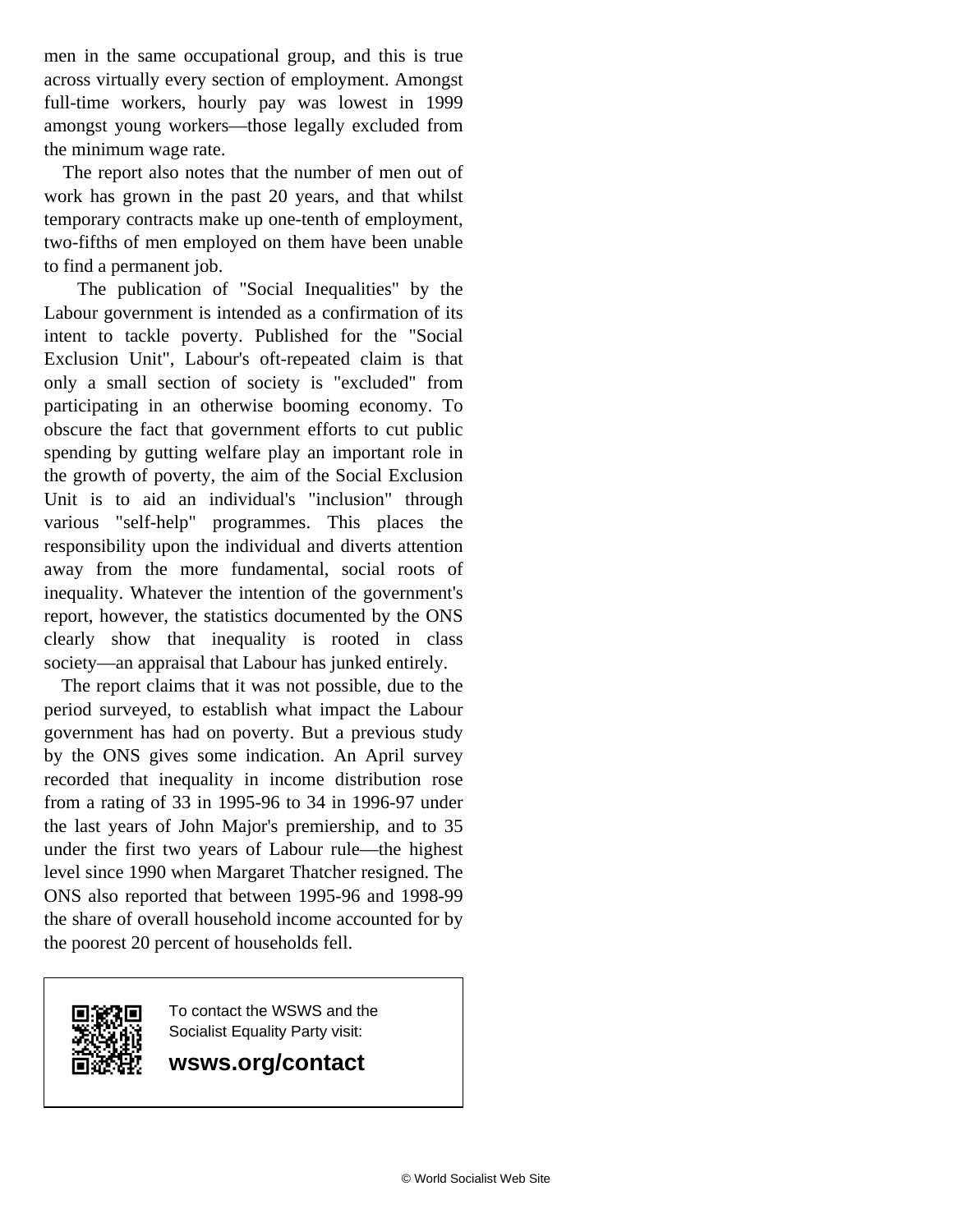men in the same occupational group, and this is true across virtually every section of employment. Amongst full-time workers, hourly pay was lowest in 1999 amongst young workers—those legally excluded from the minimum wage rate.

The report also notes that the number of men out of work has grown in the past 20 years, and that whilst temporary contracts make up one-tenth of employment, two-fifths of men employed on them have been unable to find a permanent job.

The publication of "Social Inequalities" by the Labour government is intended as a confirmation of its intent to tackle poverty. Published for the "Social Exclusion Unit", Labour's oft-repeated claim is that only a small section of society is "excluded" from participating in an otherwise booming economy. To obscure the fact that government efforts to cut public spending by gutting welfare play an important role in the growth of poverty, the aim of the Social Exclusion Unit is to aid an individual's "inclusion" through various "self-help" programmes. This places the responsibility upon the individual and diverts attention away from the more fundamental, social roots of inequality. Whatever the intention of the government's report, however, the statistics documented by the ONS clearly show that inequality is rooted in class society—an appraisal that Labour has junked entirely.

The report claims that it was not possible, due to the period surveyed, to establish what impact the Labour government has had on poverty. But a previous study by the ONS gives some indication. An April survey recorded that inequality in income distribution rose from a rating of 33 in 1995-96 to 34 in 1996-97 under the last years of John Major's premiership, and to 35 under the first two years of Labour rule—the highest level since 1990 when Margaret Thatcher resigned. The ONS also reported that between 1995-96 and 1998-99 the share of overall household income accounted for by the poorest 20 percent of households fell.

To contact the WSWS and the Socialist Equality Party visit:

**wsws.org/contact**